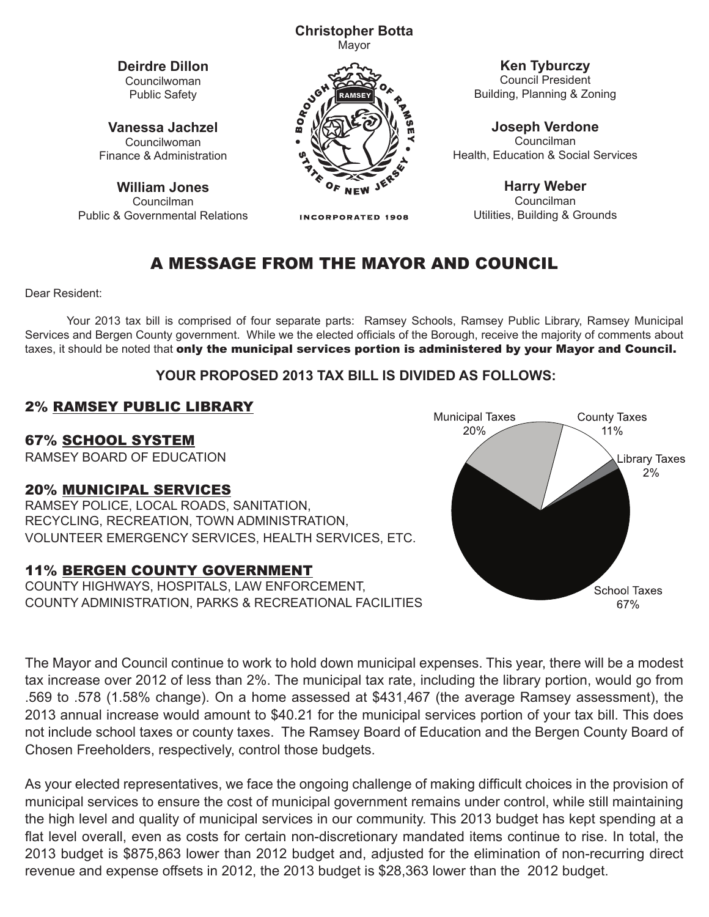**Christopher Botta**
Mayor

**Deirdre Dillon**
Councilwoman
Public Safety

**Vanessa Jachzel**
Councilwoman
Finance & Administration

**William Jones**
Councilman
Public & Governmental Relations

BOROUGH OF RAMSEY • STATE OF NEW JERSEY •
INCORPORATED 1908

**Ken Tyburczy**
Council President
Building, Planning & Zoning

**Joseph Verdone**
Councilman
Health, Education & Social Services

**Harry Weber**
Councilman
Utilities, Building & Grounds

# A MESSAGE FROM THE MAYOR AND COUNCIL

Dear Resident:

Your 2013 tax bill is comprised of four separate parts: Ramsey Schools, Ramsey Public Library, Ramsey Municipal Services and Bergen County government. While we the elected officials of the Borough, receive the majority of comments about taxes, it should be noted that **only the municipal services portion is administered by your Mayor and Council.**

**YOUR PROPOSED 2013 TAX BILL IS DIVIDED AS FOLLOWS:**

## 2% RAMSEY PUBLIC LIBRARY

## 67% SCHOOL SYSTEM

RAMSEY BOARD OF EDUCATION

## 20% MUNICIPAL SERVICES

RAMSEY POLICE, LOCAL ROADS, SANITATION, RECYCLING, RECREATION, TOWN ADMINISTRATION, VOLUNTEER EMERGENCY SERVICES, HEALTH SERVICES, ETC.

## 11% BERGEN COUNTY GOVERNMENT

COUNTY HIGHWAYS, HOSPITALS, LAW ENFORCEMENT, COUNTY ADMINISTRATION, PARKS & RECREATIONAL FACILITIES

Municipal Taxes 20%
County Taxes 11%
Library Taxes 2%
School Taxes 67%

The Mayor and Council continue to work to hold down municipal expenses. This year, there will be a modest tax increase over 2012 of less than 2%. The municipal tax rate, including the library portion, would go from .569 to .578 (1.58% change). On a home assessed at $431,467 (the average Ramsey assessment), the 2013 annual increase would amount to $40.21 for the municipal services portion of your tax bill. This does not include school taxes or county taxes. The Ramsey Board of Education and the Bergen County Board of Chosen Freeholders, respectively, control those budgets.

As your elected representatives, we face the ongoing challenge of making difficult choices in the provision of municipal services to ensure the cost of municipal government remains under control, while still maintaining the high level and quality of municipal services in our community. This 2013 budget has kept spending at a flat level overall, even as costs for certain non-discretionary mandated items continue to rise. In total, the 2013 budget is $875,863 lower than 2012 budget and, adjusted for the elimination of non-recurring direct revenue and expense offsets in 2012, the 2013 budget is $28,363 lower than the 2012 budget.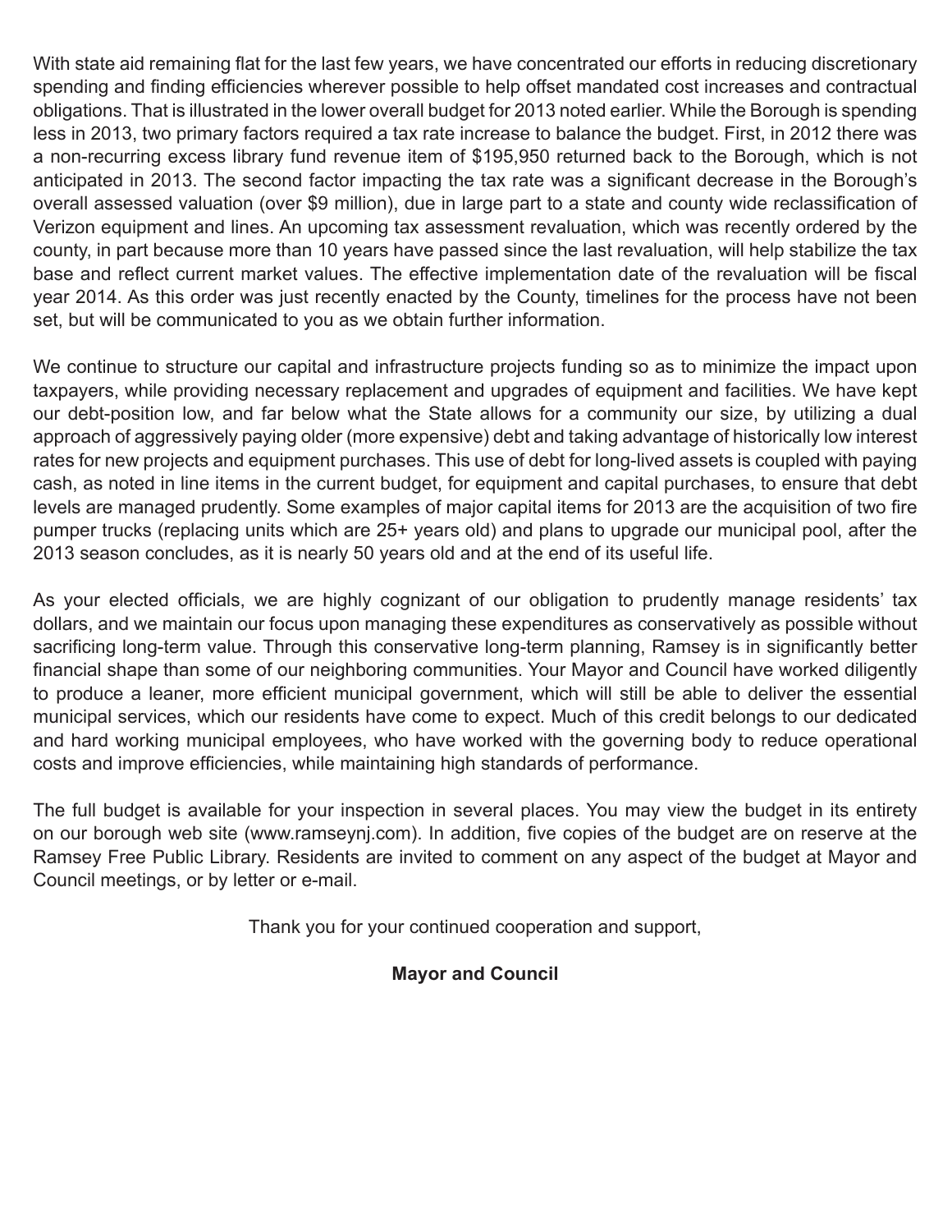With state aid remaining flat for the last few years, we have concentrated our efforts in reducing discretionary spending and finding efficiencies wherever possible to help offset mandated cost increases and contractual obligations. That is illustrated in the lower overall budget for 2013 noted earlier. While the Borough is spending less in 2013, two primary factors required a tax rate increase to balance the budget. First, in 2012 there was a non-recurring excess library fund revenue item of $195,950 returned back to the Borough, which is not anticipated in 2013. The second factor impacting the tax rate was a significant decrease in the Borough's overall assessed valuation (over $9 million), due in large part to a state and county wide reclassification of Verizon equipment and lines. An upcoming tax assessment revaluation, which was recently ordered by the county, in part because more than 10 years have passed since the last revaluation, will help stabilize the tax base and reflect current market values. The effective implementation date of the revaluation will be fiscal year 2014. As this order was just recently enacted by the County, timelines for the process have not been set, but will be communicated to you as we obtain further information.

We continue to structure our capital and infrastructure projects funding so as to minimize the impact upon taxpayers, while providing necessary replacement and upgrades of equipment and facilities. We have kept our debt-position low, and far below what the State allows for a community our size, by utilizing a dual approach of aggressively paying older (more expensive) debt and taking advantage of historically low interest rates for new projects and equipment purchases. This use of debt for long-lived assets is coupled with paying cash, as noted in line items in the current budget, for equipment and capital purchases, to ensure that debt levels are managed prudently. Some examples of major capital items for 2013 are the acquisition of two fire pumper trucks (replacing units which are 25+ years old) and plans to upgrade our municipal pool, after the 2013 season concludes, as it is nearly 50 years old and at the end of its useful life.

As your elected officials, we are highly cognizant of our obligation to prudently manage residents' tax dollars, and we maintain our focus upon managing these expenditures as conservatively as possible without sacrificing long-term value. Through this conservative long-term planning, Ramsey is in significantly better financial shape than some of our neighboring communities. Your Mayor and Council have worked diligently to produce a leaner, more efficient municipal government, which will still be able to deliver the essential municipal services, which our residents have come to expect. Much of this credit belongs to our dedicated and hard working municipal employees, who have worked with the governing body to reduce operational costs and improve efficiencies, while maintaining high standards of performance.

The full budget is available for your inspection in several places. You may view the budget in its entirety on our borough web site (www.ramseynj.com). In addition, five copies of the budget are on reserve at the Ramsey Free Public Library. Residents are invited to comment on any aspect of the budget at Mayor and Council meetings, or by letter or e-mail.

Thank you for your continued cooperation and support,

**Mayor and Council**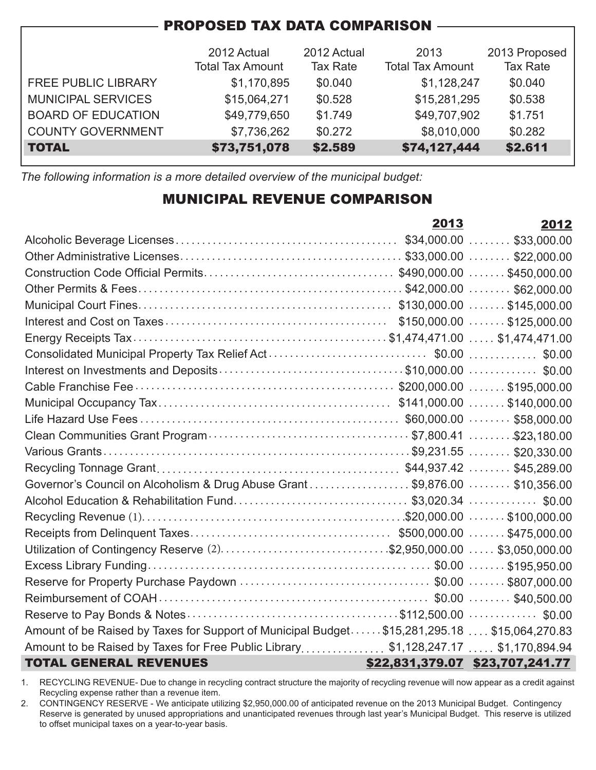## PROPOSED TAX DATA COMPARISON

| | 2012 Actual Total Tax Amount | 2012 Actual Tax Rate | 2013 Total Tax Amount | 2013 Proposed Tax Rate |
|---|---|---|---|---|
| FREE PUBLIC LIBRARY | $1,170,895 | $0.040 | $1,128,247 | $0.040 |
| MUNICIPAL SERVICES | $15,064,271 | $0.528 | $15,281,295 | $0.538 |
| BOARD OF EDUCATION | $49,779,650 | $1.749 | $49,707,902 | $1.751 |
| COUNTY GOVERNMENT | $7,736,262 | $0.272 | $8,010,000 | $0.282 |
| **TOTAL** | **$73,751,078** | **$2.589** | **$74,127,444** | **$2.611** |

*The following information is a more detailed overview of the municipal budget:*

## MUNICIPAL REVENUE COMPARISON

| | 2013 | 2012 |
|---|---|---|
| Alcoholic Beverage Licenses | $34,000.00 | $33,000.00 |
| Other Administrative Licenses | $33,000.00 | $22,000.00 |
| Construction Code Official Permits | $490,000.00 | $450,000.00 |
| Other Permits & Fees | $42,000.00 | $62,000.00 |
| Municipal Court Fines | $130,000.00 | $145,000.00 |
| Interest and Cost on Taxes | $150,000.00 | $125,000.00 |
| Energy Receipts Tax | $1,474,471.00 | $1,474,471.00 |
| Consolidated Municipal Property Tax Relief Act | $0.00 | $0.00 |
| Interest on Investments and Deposits | $10,000.00 | $0.00 |
| Cable Franchise Fee | $200,000.00 | $195,000.00 |
| Municipal Occupancy Tax | $141,000.00 | $140,000.00 |
| Life Hazard Use Fees | $60,000.00 | $58,000.00 |
| Clean Communities Grant Program | $7,800.41 | $23,180.00 |
| Various Grants | $9,231.55 | $20,330.00 |
| Recycling Tonnage Grant | $44,937.42 | $45,289.00 |
| Governor's Council on Alcoholism & Drug Abuse Grant | $9,876.00 | $10,356.00 |
| Alcohol Education & Rehabilitation Fund | $3,020.34 | $0.00 |
| Recycling Revenue (1) | $20,000.00 | $100,000.00 |
| Receipts from Delinquent Taxes | $500,000.00 | $475,000.00 |
| Utilization of Contingency Reserve (2) | $2,950,000.00 | $3,050,000.00 |
| Excess Library Funding | $0.00 | $195,950.00 |
| Reserve for Property Purchase Paydown | $0.00 | $807,000.00 |
| Reimbursement of COAH | $0.00 | $40,500.00 |
| Reserve to Pay Bonds & Notes | $112,500.00 | $0.00 |
| Amount of be Raised by Taxes for Support of Municipal Budget | $15,281,295.18 | $15,064,270.83 |
| Amount to be Raised by Taxes for Free Public Library | $1,128,247.17 | $1,170,894.94 |
| **TOTAL GENERAL REVENUES** | **$22,831,379.07** | **$23,707,241.77** |

1. RECYCLING REVENUE- Due to change in recycling contract structure the majority of recycling revenue will now appear as a credit against Recycling expense rather than a revenue item.
2. CONTINGENCY RESERVE - We anticipate utilizing $2,950,000.00 of anticipated revenue on the 2013 Municipal Budget. Contingency Reserve is generated by unused appropriations and unanticipated revenues through last year's Municipal Budget. This reserve is utilized to offset municipal taxes on a year-to-year basis.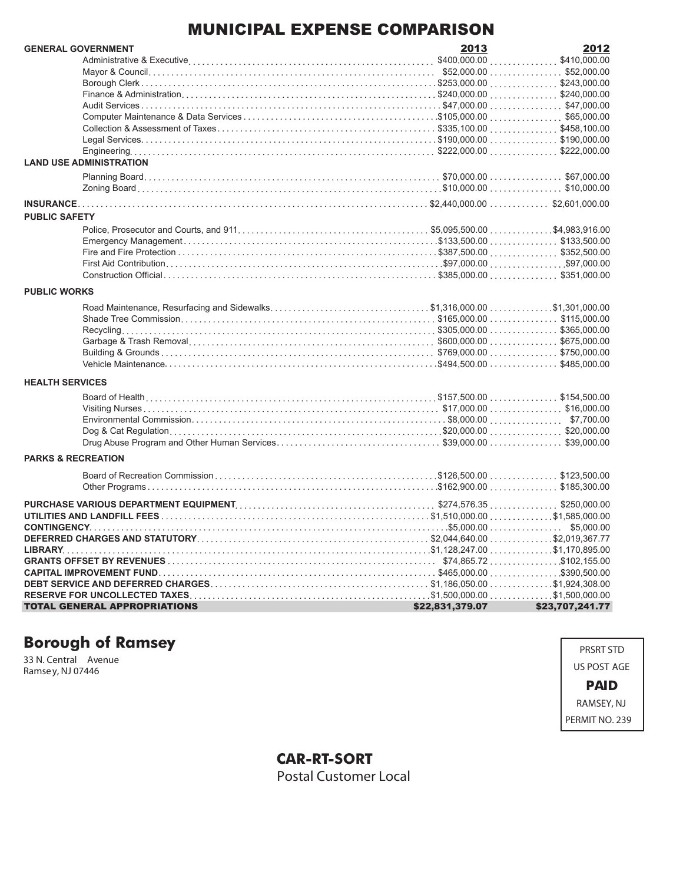# MUNICIPAL EXPENSE COMPARISON

| | 2013 | 2012 |
|---|---|---|
| **GENERAL GOVERNMENT** | | |
| Administrative & Executive | $400,000.00 | $410,000.00 |
| Mayor & Council | $52,000.00 | $52,000.00 |
| Borough Clerk | $253,000.00 | $243,000.00 |
| Finance & Administration | $240,000.00 | $240,000.00 |
| Audit Services | $47,000.00 | $47,000.00 |
| Computer Maintenance & Data Services | $105,000.00 | $65,000.00 |
| Collection & Assessment of Taxes | $335,100.00 | $458,100.00 |
| Legal Services | $190,000.00 | $190,000.00 |
| Engineering | $222,000.00 | $222,000.00 |
| **LAND USE ADMINISTRATION** | | |
| Planning Board | $70,000.00 | $67,000.00 |
| Zoning Board | $10,000.00 | $10,000.00 |
| **INSURANCE** | $2,440,000.00 | $2,601,000.00 |
| **PUBLIC SAFETY** | | |
| Police, Prosecutor and Courts, and 911 | $5,095,500.00 | $4,983,916.00 |
| Emergency Management | $133,500.00 | $133,500.00 |
| Fire and Fire Protection | $387,500.00 | $352,500.00 |
| First Aid Contribution | $97,000.00 | $97,000.00 |
| Construction Official | $385,000.00 | $351,000.00 |
| **PUBLIC WORKS** | | |
| Road Maintenance, Resurfacing and Sidewalks | $1,316,000.00 | $1,301,000.00 |
| Shade Tree Commission | $165,000.00 | $115,000.00 |
| Recycling | $305,000.00 | $365,000.00 |
| Garbage & Trash Removal | $600,000.00 | $675,000.00 |
| Building & Grounds | $769,000.00 | $750,000.00 |
| Vehicle Maintenance | $494,500.00 | $485,000.00 |
| **HEALTH SERVICES** | | |
| Board of Health | $157,500.00 | $154,500.00 |
| Visiting Nurses | $17,000.00 | $16,000.00 |
| Environmental Commission | $8,000.00 | $7,700.00 |
| Dog & Cat Regulation | $20,000.00 | $20,000.00 |
| Drug Abuse Program and Other Human Services | $39,000.00 | $39,000.00 |
| **PARKS & RECREATION** | | |
| Board of Recreation Commission | $126,500.00 | $123,500.00 |
| Other Programs | $162,900.00 | $185,300.00 |
| **PURCHASE VARIOUS DEPARTMENT EQUIPMENT** | $274,576.35 | $250,000.00 |
| **UTILITIES AND LANDFILL FEES** | $1,510,000.00 | $1,585,000.00 |
| **CONTINGENCY** | $5,000.00 | $5,000.00 |
| **DEFERRED CHARGES AND STATUTORY** | $2,044,640.00 | $2,019,367.77 |
| **LIBRARY** | $1,128,247.00 | $1,170,895.00 |
| **GRANTS OFFSET BY REVENUES** | $74,865.72 | $102,155.00 |
| **CAPITAL IMPROVEMENT FUND** | $465,000.00 | $390,500.00 |
| **DEBT SERVICE AND DEFERRED CHARGES** | $1,186,050.00 | $1,924,308.00 |
| **RESERVE FOR UNCOLLECTED TAXES** | $1,500,000.00 | $1,500,000.00 |
| **TOTAL GENERAL APPROPRIATIONS** | **$22,831,379.07** | **$23,707,241.77** |

## Borough of Ramsey

33 N. Central Avenue
Ramsey, NJ 07446

PRSRT STD
US POSTAGE
**PAID**
RAMSEY, NJ
PERMIT NO. 239

**CAR-RT-SORT**
Postal Customer Local